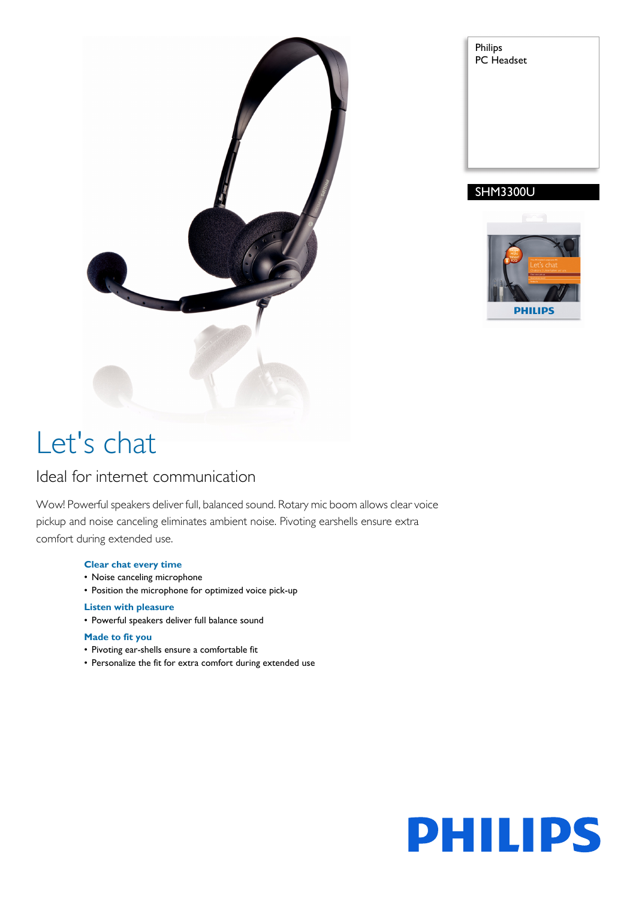Philips
PC Headset

SHM3300U

# Let's chat

## Ideal for internet communication

Wow! Powerful speakers deliver full, balanced sound. Rotary mic boom allows clear voice pickup and noise canceling eliminates ambient noise. Pivoting earshells ensure extra comfort during extended use.

**Clear chat every time**
- Noise canceling microphone
- Position the microphone for optimized voice pick-up

**Listen with pleasure**
- Powerful speakers deliver full balance sound

**Made to fit you**
- Pivoting ear-shells ensure a comfortable fit
- Personalize the fit for extra comfort during extended use

PHILIPS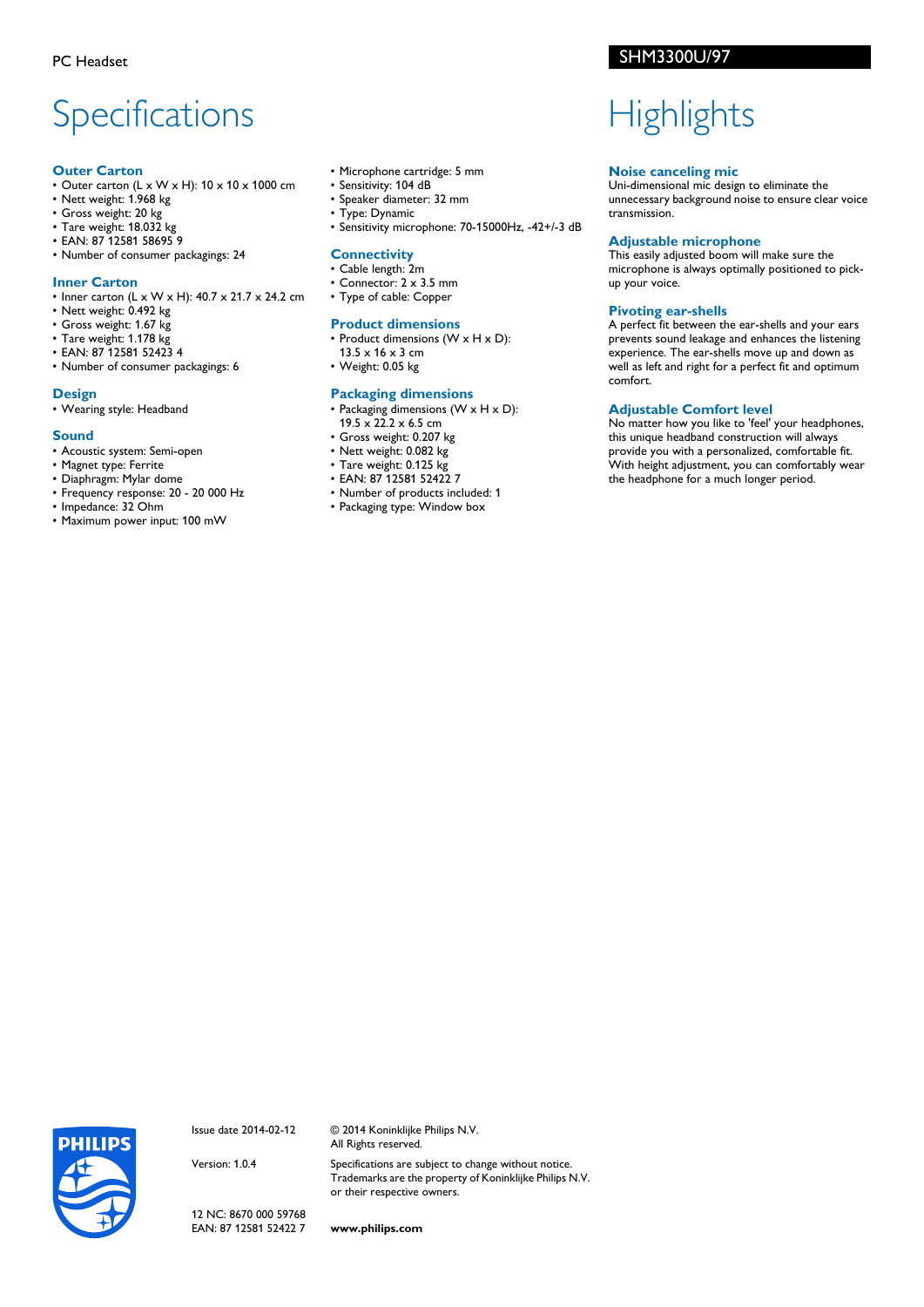PC Headset

SHM3300U/97

# Specifications

### Outer Carton
- Outer carton (L x W x H): 10 x 10 x 1000 cm
- Nett weight: 1.968 kg
- Gross weight: 20 kg
- Tare weight: 18.032 kg
- EAN: 87 12581 58695 9
- Number of consumer packagings: 24

### Inner Carton
- Inner carton (L x W x H): 40.7 x 21.7 x 24.2 cm
- Nett weight: 0.492 kg
- Gross weight: 1.67 kg
- Tare weight: 1.178 kg
- EAN: 87 12581 52423 4
- Number of consumer packagings: 6

### Design
- Wearing style: Headband

### Sound
- Acoustic system: Semi-open
- Magnet type: Ferrite
- Diaphragm: Mylar dome
- Frequency response: 20 - 20 000 Hz
- Impedance: 32 Ohm
- Maximum power input: 100 mW
- Microphone cartridge: 5 mm
- Sensitivity: 104 dB
- Speaker diameter: 32 mm
- Type: Dynamic
- Sensitivity microphone: 70-15000Hz, -42+/-3 dB

### Connectivity
- Cable length: 2m
- Connector: 2 x 3.5 mm
- Type of cable: Copper

### Product dimensions
- Product dimensions (W x H x D): 13.5 x 16 x 3 cm
- Weight: 0.05 kg

### Packaging dimensions
- Packaging dimensions (W x H x D): 19.5 x 22.2 x 6.5 cm
- Gross weight: 0.207 kg
- Nett weight: 0.082 kg
- Tare weight: 0.125 kg
- EAN: 87 12581 52422 7
- Number of products included: 1
- Packaging type: Window box

# Highlights

### Noise canceling mic
Uni-dimensional mic design to eliminate the unnecessary background noise to ensure clear voice transmission.

### Adjustable microphone
This easily adjusted boom will make sure the microphone is always optimally positioned to pick-up your voice.

### Pivoting ear-shells
A perfect fit between the ear-shells and your ears prevents sound leakage and enhances the listening experience. The ear-shells move up and down as well as left and right for a perfect fit and optimum comfort.

### Adjustable Comfort level
No matter how you like to 'feel' your headphones, this unique headband construction will always provide you with a personalized, comfortable fit. With height adjustment, you can comfortably wear the headphone for a much longer period.

Issue date 2014-02-12

Version: 1.0.4

12 NC: 8670 000 59768
EAN: 87 12581 52422 7

© 2014 Koninklijke Philips N.V.
All Rights reserved.

Specifications are subject to change without notice. Trademarks are the property of Koninklijke Philips N.V. or their respective owners.

**www.philips.com**